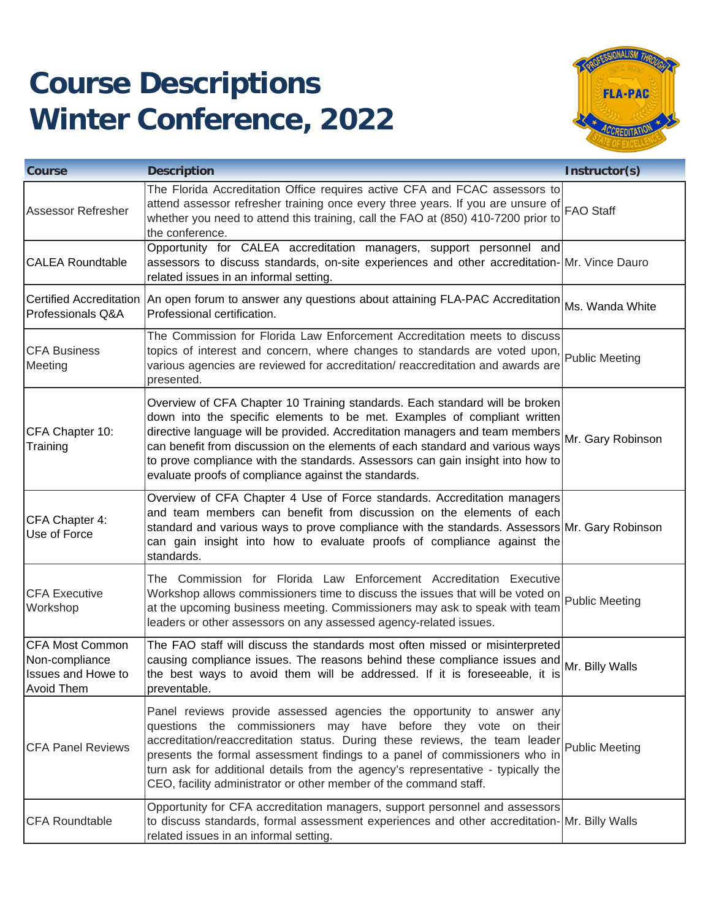# Course Descriptions
# Winter Conference, 2022

| Course | Description | Instructor(s) |
|---|---|---|
| Assessor Refresher | The Florida Accreditation Office requires active CFA and FCAC assessors to attend assessor refresher training once every three years. If you are unsure of whether you need to attend this training, call the FAO at (850) 410-7200 prior to the conference. | FAO Staff |
| CALEA Roundtable | Opportunity for CALEA accreditation managers, support personnel and assessors to discuss standards, on-site experiences and other accreditation-related issues in an informal setting. | Mr. Vince Dauro |
| Certified Accreditation Professionals Q&A | An open forum to answer any questions about attaining FLA-PAC Accreditation Professional certification. | Ms. Wanda White |
| CFA Business Meeting | The Commission for Florida Law Enforcement Accreditation meets to discuss topics of interest and concern, where changes to standards are voted upon, various agencies are reviewed for accreditation/ reaccreditation and awards are presented. | Public Meeting |
| CFA Chapter 10: Training | Overview of CFA Chapter 10 Training standards. Each standard will be broken down into the specific elements to be met. Examples of compliant written directive language will be provided. Accreditation managers and team members can benefit from discussion on the elements of each standard and various ways to prove compliance with the standards. Assessors can gain insight into how to evaluate proofs of compliance against the standards. | Mr. Gary Robinson |
| CFA Chapter 4: Use of Force | Overview of CFA Chapter 4 Use of Force standards. Accreditation managers and team members can benefit from discussion on the elements of each standard and various ways to prove compliance with the standards. Assessors can gain insight into how to evaluate proofs of compliance against the standards. | Mr. Gary Robinson |
| CFA Executive Workshop | The Commission for Florida Law Enforcement Accreditation Executive Workshop allows commissioners time to discuss the issues that will be voted on at the upcoming business meeting. Commissioners may ask to speak with team leaders or other assessors on any assessed agency-related issues. | Public Meeting |
| CFA Most Common Non-compliance Issues and Howe to Avoid Them | The FAO staff will discuss the standards most often missed or misinterpreted causing compliance issues. The reasons behind these compliance issues and the best ways to avoid them will be addressed. If it is foreseeable, it is preventable. | Mr. Billy Walls |
| CFA Panel Reviews | Panel reviews provide assessed agencies the opportunity to answer any questions the commissioners may have before they vote on their accreditation/reaccreditation status. During these reviews, the team leader presents the formal assessment findings to a panel of commissioners who in turn ask for additional details from the agency's representative - typically the CEO, facility administrator or other member of the command staff. | Public Meeting |
| CFA Roundtable | Opportunity for CFA accreditation managers, support personnel and assessors to discuss standards, formal assessment experiences and other accreditation-related issues in an informal setting. | Mr. Billy Walls |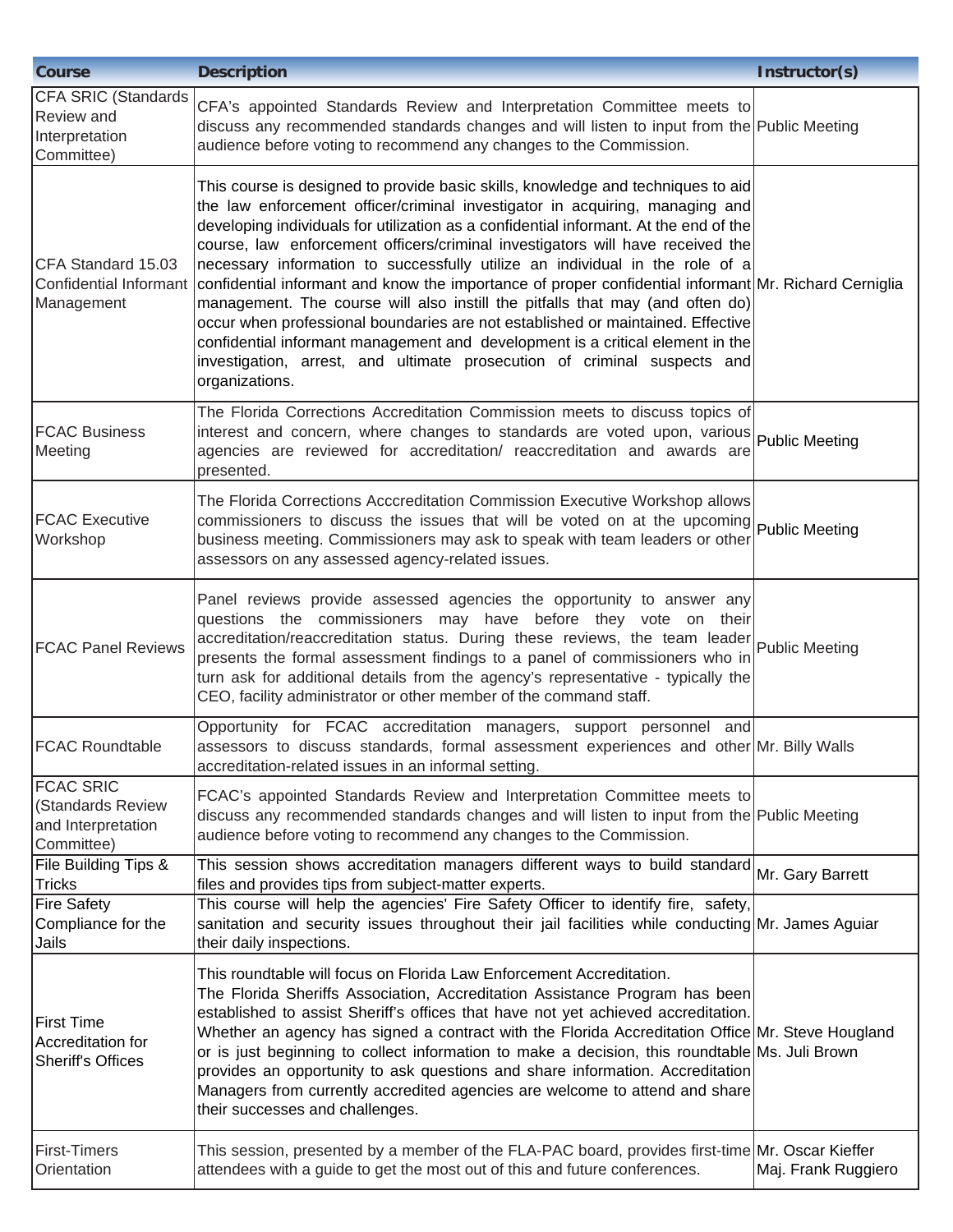| Course | Description | Instructor(s) |
|---|---|---|
| CFA SRIC (Standards Review and Interpretation Committee) | CFA's appointed Standards Review and Interpretation Committee meets to discuss any recommended standards changes and will listen to input from the audience before voting to recommend any changes to the Commission. | Public Meeting |
| CFA Standard 15.03 Confidential Informant Management | This course is designed to provide basic skills, knowledge and techniques to aid the law enforcement officer/criminal investigator in acquiring, managing and developing individuals for utilization as a confidential informant. At the end of the course, law enforcement officers/criminal investigators will have received the necessary information to successfully utilize an individual in the role of a confidential informant and know the importance of proper confidential informant management. The course will also instill the pitfalls that may (and often do) occur when professional boundaries are not established or maintained. Effective confidential informant management and development is a critical element in the investigation, arrest, and ultimate prosecution of criminal suspects and organizations. | Mr. Richard Cerniglia |
| FCAC Business Meeting | The Florida Corrections Accreditation Commission meets to discuss topics of interest and concern, where changes to standards are voted upon, various agencies are reviewed for accreditation/ reaccreditation and awards are presented. | Public Meeting |
| FCAC Executive Workshop | The Florida Corrections Acccreditation Commission Executive Workshop allows commissioners to discuss the issues that will be voted on at the upcoming business meeting. Commissioners may ask to speak with team leaders or other assessors on any assessed agency-related issues. | Public Meeting |
| FCAC Panel Reviews | Panel reviews provide assessed agencies the opportunity to answer any questions the commissioners may have before they vote on their accreditation/reaccreditation status. During these reviews, the team leader presents the formal assessment findings to a panel of commissioners who in turn ask for additional details from the agency's representative - typically the CEO, facility administrator or other member of the command staff. | Public Meeting |
| FCAC Roundtable | Opportunity for FCAC accreditation managers, support personnel and assessors to discuss standards, formal assessment experiences and other accreditation-related issues in an informal setting. | Mr. Billy Walls |
| FCAC SRIC (Standards Review and Interpretation Committee) | FCAC's appointed Standards Review and Interpretation Committee meets to discuss any recommended standards changes and will listen to input from the audience before voting to recommend any changes to the Commission. | Public Meeting |
| File Building Tips & Tricks | This session shows accreditation managers different ways to build standard files and provides tips from subject-matter experts. | Mr. Gary Barrett |
| Fire Safety Compliance for the Jails | This course will help the agencies' Fire Safety Officer to identify fire, safety, sanitation and security issues throughout their jail facilities while conducting their daily inspections. | Mr. James Aguiar |
| First Time Accreditation for Sheriff's Offices | This roundtable will focus on Florida Law Enforcement Accreditation. The Florida Sheriffs Association, Accreditation Assistance Program has been established to assist Sheriff's offices that have not yet achieved accreditation. Whether an agency has signed a contract with the Florida Accreditation Office or is just beginning to collect information to make a decision, this roundtable provides an opportunity to ask questions and share information. Accreditation Managers from currently accredited agencies are welcome to attend and share their successes and challenges. | Mr. Steve Hougland<br>Ms. Juli Brown |
| First-Timers Orientation | This session, presented by a member of the FLA-PAC board, provides first-time attendees with a guide to get the most out of this and future conferences. | Mr. Oscar Kieffer<br>Maj. Frank Ruggiero |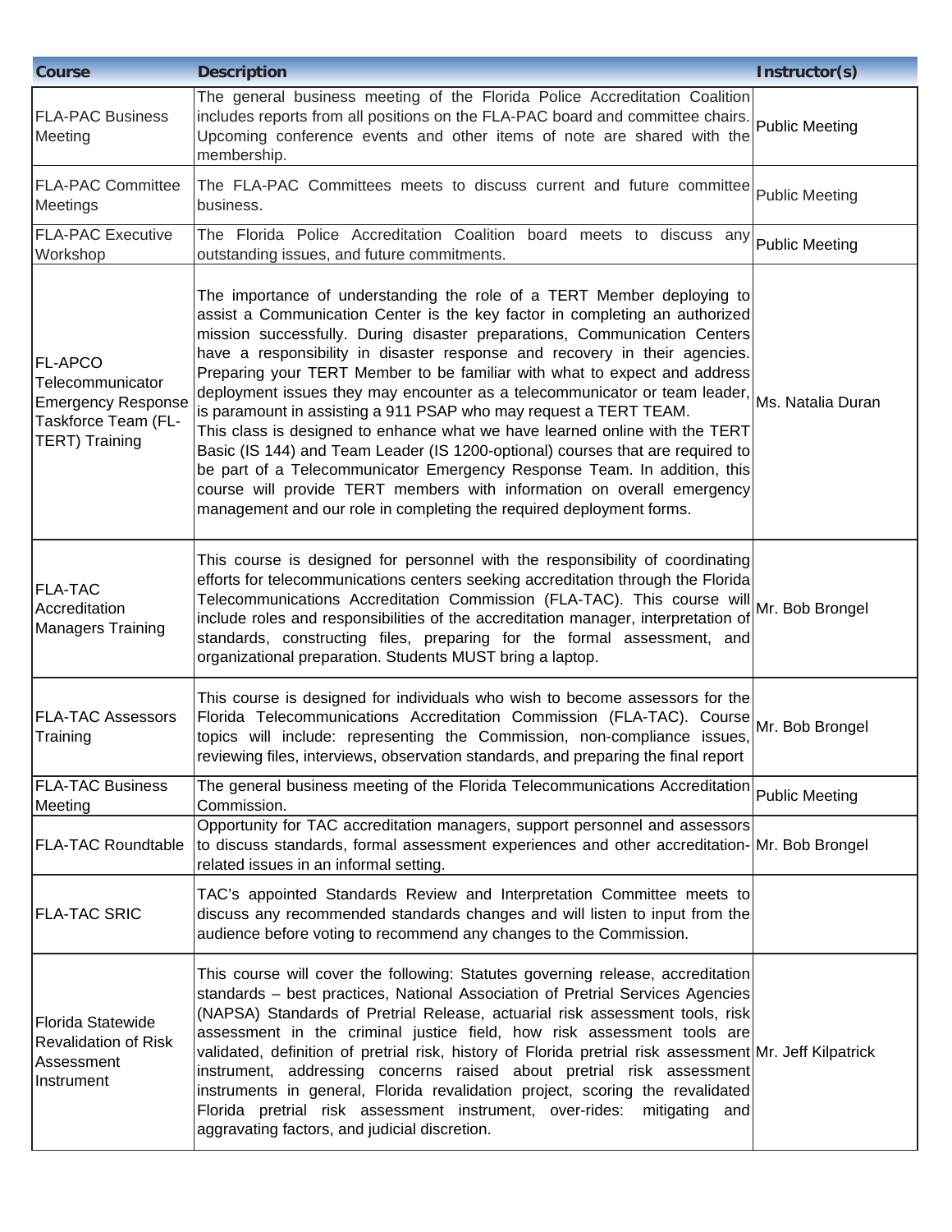| Course | Description | Instructor(s) |
|---|---|---|
| FLA-PAC Business Meeting | The general business meeting of the Florida Police Accreditation Coalition includes reports from all positions on the FLA-PAC board and committee chairs. Upcoming conference events and other items of note are shared with the membership. | Public Meeting |
| FLA-PAC Committee Meetings | The FLA-PAC Committees meets to discuss current and future committee business. | Public Meeting |
| FLA-PAC Executive Workshop | The Florida Police Accreditation Coalition board meets to discuss any outstanding issues, and future commitments. | Public Meeting |
| FL-APCO Telecommunicator Emergency Response Taskforce Team (FL-TERT) Training | The importance of understanding the role of a TERT Member deploying to assist a Communication Center is the key factor in completing an authorized mission successfully. During disaster preparations, Communication Centers have a responsibility in disaster response and recovery in their agencies. Preparing your TERT Member to be familiar with what to expect and address deployment issues they may encounter as a telecommunicator or team leader, is paramount in assisting a 911 PSAP who may request a TERT TEAM.<br>This class is designed to enhance what we have learned online with the TERT Basic (IS 144) and Team Leader (IS 1200-optional) courses that are required to be part of a Telecommunicator Emergency Response Team. In addition, this course will provide TERT members with information on overall emergency management and our role in completing the required deployment forms. | Ms. Natalia Duran |
| FLA-TAC Accreditation Managers Training | This course is designed for personnel with the responsibility of coordinating efforts for telecommunications centers seeking accreditation through the Florida Telecommunications Accreditation Commission (FLA-TAC). This course will include roles and responsibilities of the accreditation manager, interpretation of standards, constructing files, preparing for the formal assessment, and organizational preparation. Students MUST bring a laptop. | Mr. Bob Brongel |
| FLA-TAC Assessors Training | This course is designed for individuals who wish to become assessors for the Florida Telecommunications Accreditation Commission (FLA-TAC). Course topics will include: representing the Commission, non-compliance issues, reviewing files, interviews, observation standards, and preparing the final report | Mr. Bob Brongel |
| FLA-TAC Business Meeting | The general business meeting of the Florida Telecommunications Accreditation Commission. | Public Meeting |
| FLA-TAC Roundtable | Opportunity for TAC accreditation managers, support personnel and assessors to discuss standards, formal assessment experiences and other accreditation-related issues in an informal setting. | Mr. Bob Brongel |
| FLA-TAC SRIC | TAC's appointed Standards Review and Interpretation Committee meets to discuss any recommended standards changes and will listen to input from the audience before voting to recommend any changes to the Commission. | |
| Florida Statewide Revalidation of Risk Assessment Instrument | This course will cover the following: Statutes governing release, accreditation standards – best practices, National Association of Pretrial Services Agencies (NAPSA) Standards of Pretrial Release, actuarial risk assessment tools, risk assessment in the criminal justice field, how risk assessment tools are validated, definition of pretrial risk, history of Florida pretrial risk assessment instrument, addressing concerns raised about pretrial risk assessment instruments in general, Florida revalidation project, scoring the revalidated Florida pretrial risk assessment instrument, over-rides: mitigating and aggravating factors, and judicial discretion. | Mr. Jeff Kilpatrick |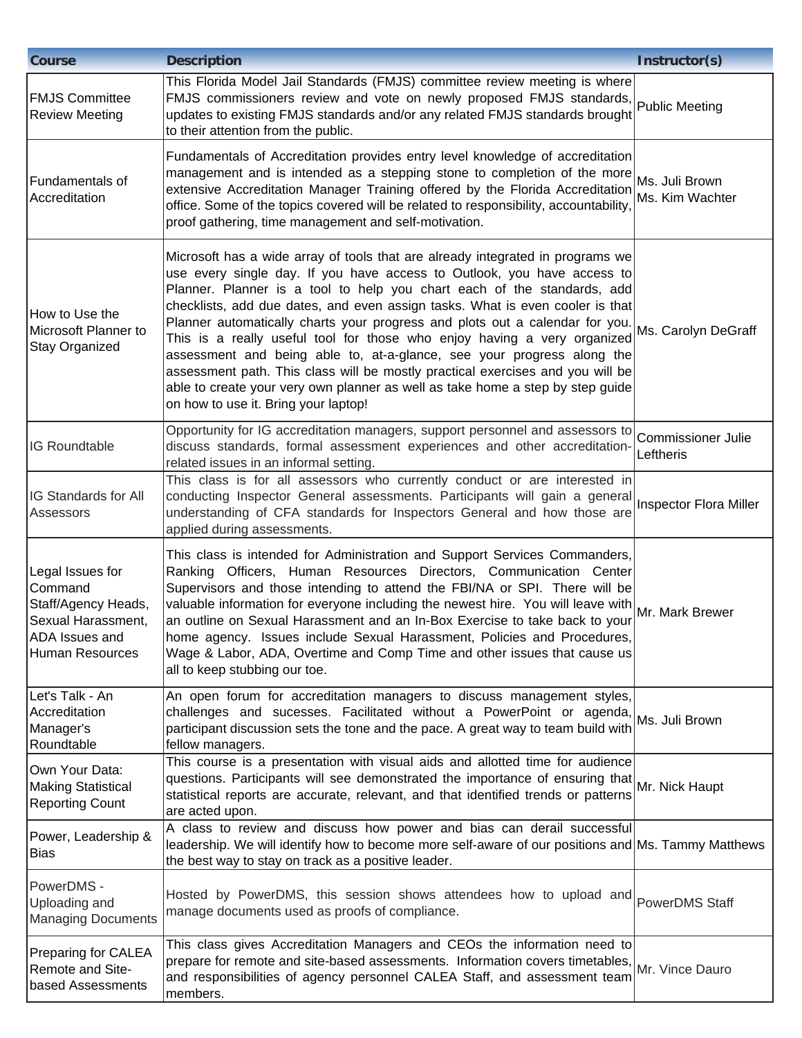| Course | Description | Instructor(s) |
|---|---|---|
| FMJS Committee Review Meeting | This Florida Model Jail Standards (FMJS) committee review meeting is where FMJS commissioners review and vote on newly proposed FMJS standards, updates to existing FMJS standards and/or any related FMJS standards brought to their attention from the public. | Public Meeting |
| Fundamentals of Accreditation | Fundamentals of Accreditation provides entry level knowledge of accreditation management and is intended as a stepping stone to completion of the more extensive Accreditation Manager Training offered by the Florida Accreditation office. Some of the topics covered will be related to responsibility, accountability, proof gathering, time management and self-motivation. | Ms. Juli Brown<br>Ms. Kim Wachter |
| How to Use the Microsoft Planner to Stay Organized | Microsoft has a wide array of tools that are already integrated in programs we use every single day. If you have access to Outlook, you have access to Planner. Planner is a tool to help you chart each of the standards, add checklists, add due dates, and even assign tasks. What is even cooler is that Planner automatically charts your progress and plots out a calendar for you. This is a really useful tool for those who enjoy having a very organized assessment and being able to, at-a-glance, see your progress along the assessment path. This class will be mostly practical exercises and you will be able to create your very own planner as well as take home a step by step guide on how to use it. Bring your laptop! | Ms. Carolyn DeGraff |
| IG Roundtable | Opportunity for IG accreditation managers, support personnel and assessors to discuss standards, formal assessment experiences and other accreditation-related issues in an informal setting. | Commissioner Julie Leftheris |
| IG Standards for All Assessors | This class is for all assessors who currently conduct or are interested in conducting Inspector General assessments. Participants will gain a general understanding of CFA standards for Inspectors General and how those are applied during assessments. | Inspector Flora Miller |
| Legal Issues for Command Staff/Agency Heads, Sexual Harassment, ADA Issues and Human Resources | This class is intended for Administration and Support Services Commanders, Ranking Officers, Human Resources Directors, Communication Center Supervisors and those intending to attend the FBI/NA or SPI. There will be valuable information for everyone including the newest hire. You will leave with an outline on Sexual Harassment and an In-Box Exercise to take back to your home agency. Issues include Sexual Harassment, Policies and Procedures, Wage & Labor, ADA, Overtime and Comp Time and other issues that cause us all to keep stubbing our toe. | Mr. Mark Brewer |
| Let's Talk - An Accreditation Manager's Roundtable | An open forum for accreditation managers to discuss management styles, challenges and sucesses. Facilitated without a PowerPoint or agenda, participant discussion sets the tone and the pace. A great way to team build with fellow managers. | Ms. Juli Brown |
| Own Your Data: Making Statistical Reporting Count | This course is a presentation with visual aids and allotted time for audience questions. Participants will see demonstrated the importance of ensuring that statistical reports are accurate, relevant, and that identified trends or patterns are acted upon. | Mr. Nick Haupt |
| Power, Leadership & Bias | A class to review and discuss how power and bias can derail successful leadership. We will identify how to become more self-aware of our positions and the best way to stay on track as a positive leader. | Ms. Tammy Matthews |
| PowerDMS - Uploading and Managing Documents | Hosted by PowerDMS, this session shows attendees how to upload and manage documents used as proofs of compliance. | PowerDMS Staff |
| Preparing for CALEA Remote and Site-based Assessments | This class gives Accreditation Managers and CEOs the information need to prepare for remote and site-based assessments. Information covers timetables, and responsibilities of agency personnel CALEA Staff, and assessment team members. | Mr. Vince Dauro |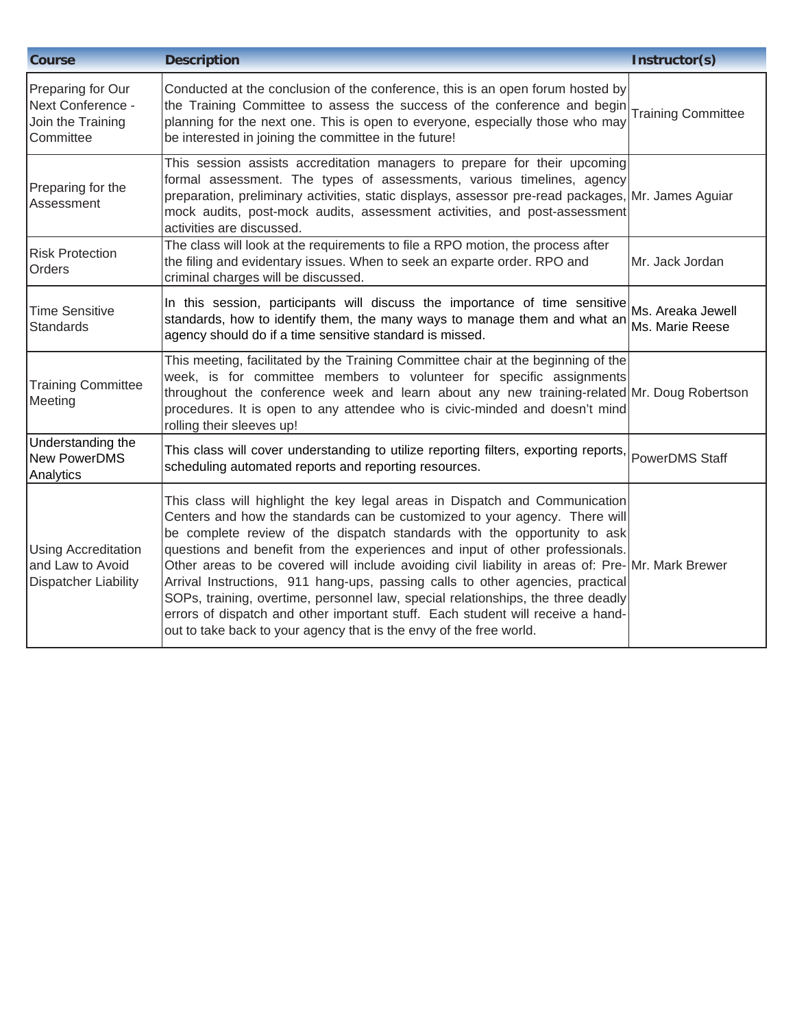| Course | Description | Instructor(s) |
|---|---|---|
| Preparing for Our Next Conference - Join the Training Committee | Conducted at the conclusion of the conference, this is an open forum hosted by the Training Committee to assess the success of the conference and begin planning for the next one. This is open to everyone, especially those who may be interested in joining the committee in the future! | Training Committee |
| Preparing for the Assessment | This session assists accreditation managers to prepare for their upcoming formal assessment. The types of assessments, various timelines, agency preparation, preliminary activities, static displays, assessor pre-read packages, mock audits, post-mock audits, assessment activities, and post-assessment activities are discussed. | Mr. James Aguiar |
| Risk Protection Orders | The class will look at the requirements to file a RPO motion, the process after the filing and evidentary issues. When to seek an exparte order. RPO and criminal charges will be discussed. | Mr. Jack Jordan |
| Time Sensitive Standards | In this session, participants will discuss the importance of time sensitive standards, how to identify them, the many ways to manage them and what an agency should do if a time sensitive standard is missed. | Ms. Areaka Jewell<br>Ms. Marie Reese |
| Training Committee Meeting | This meeting, facilitated by the Training Committee chair at the beginning of the week, is for committee members to volunteer for specific assignments throughout the conference week and learn about any new training-related procedures. It is open to any attendee who is civic-minded and doesn't mind rolling their sleeves up! | Mr. Doug Robertson |
| Understanding the New PowerDMS Analytics | This class will cover understanding to utilize reporting filters, exporting reports, scheduling automated reports and reporting resources. | PowerDMS Staff |
| Using Accreditation and Law to Avoid Dispatcher Liability | This class will highlight the key legal areas in Dispatch and Communication Centers and how the standards can be customized to your agency. There will be complete review of the dispatch standards with the opportunity to ask questions and benefit from the experiences and input of other professionals. Other areas to be covered will include avoiding civil liability in areas of: Pre-Arrival Instructions, 911 hang-ups, passing calls to other agencies, practical SOPs, training, overtime, personnel law, special relationships, the three deadly errors of dispatch and other important stuff. Each student will receive a hand-out to take back to your agency that is the envy of the free world. | Mr. Mark Brewer |